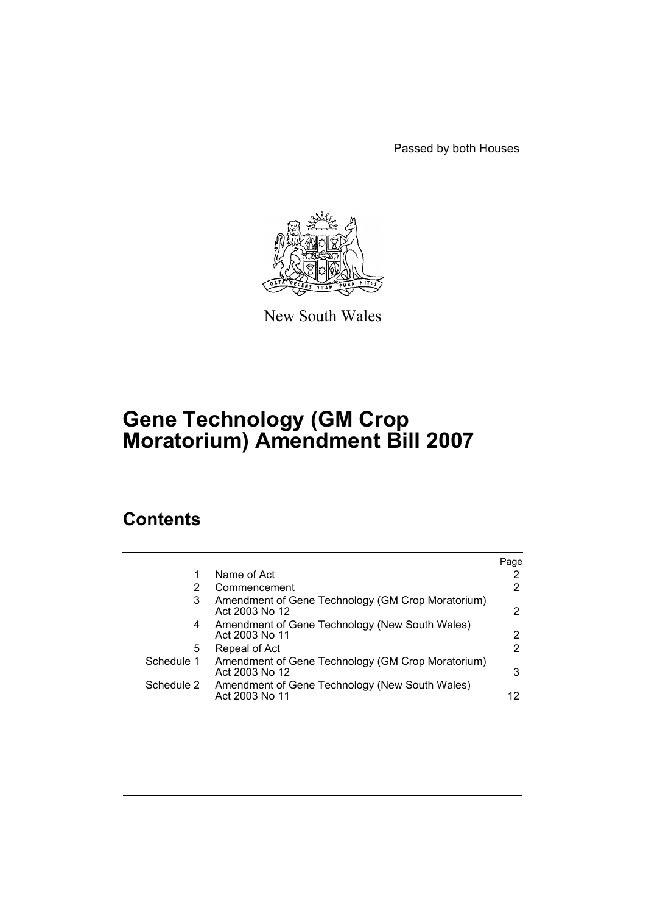Passed by both Houses

New South Wales

# Gene Technology (GM Crop Moratorium) Amendment Bill 2007

## Contents

| | | Page |
|---|---|---|
| 1 | Name of Act | 2 |
| 2 | Commencement | 2 |
| 3 | Amendment of Gene Technology (GM Crop Moratorium) Act 2003 No 12 | 2 |
| 4 | Amendment of Gene Technology (New South Wales) Act 2003 No 11 | 2 |
| 5 | Repeal of Act | 2 |
| Schedule 1 | Amendment of Gene Technology (GM Crop Moratorium) Act 2003 No 12 | 3 |
| Schedule 2 | Amendment of Gene Technology (New South Wales) Act 2003 No 11 | 12 |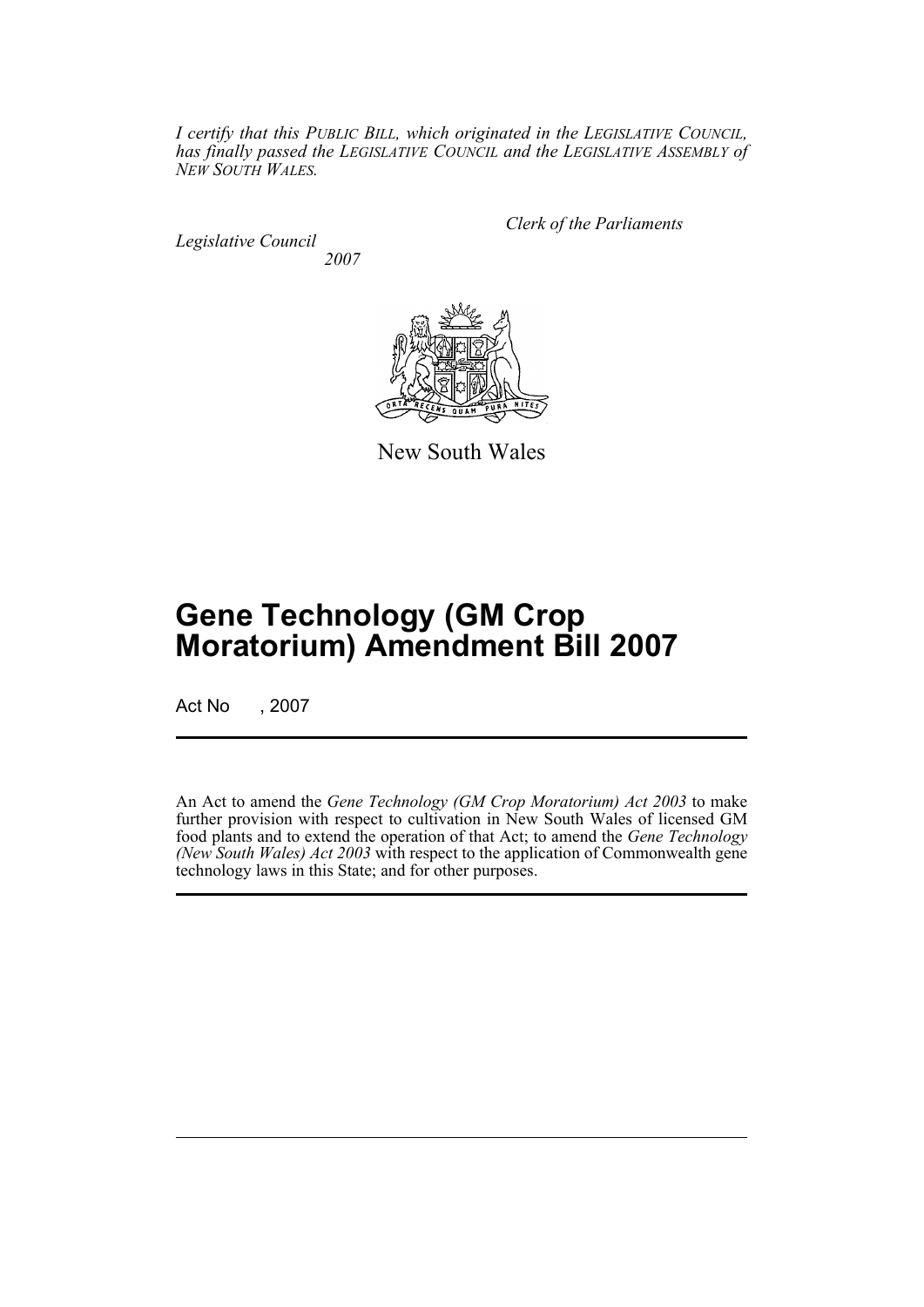*I certify that this PUBLIC BILL, which originated in the LEGISLATIVE COUNCIL, has finally passed the LEGISLATIVE COUNCIL and the LEGISLATIVE ASSEMBLY of NEW SOUTH WALES.*

*Clerk of the Parliaments*

*Legislative Council*
*2007*

New South Wales

# Gene Technology (GM Crop Moratorium) Amendment Bill 2007

Act No , 2007

An Act to amend the *Gene Technology (GM Crop Moratorium) Act 2003* to make further provision with respect to cultivation in New South Wales of licensed GM food plants and to extend the operation of that Act; to amend the *Gene Technology (New South Wales) Act 2003* with respect to the application of Commonwealth gene technology laws in this State; and for other purposes.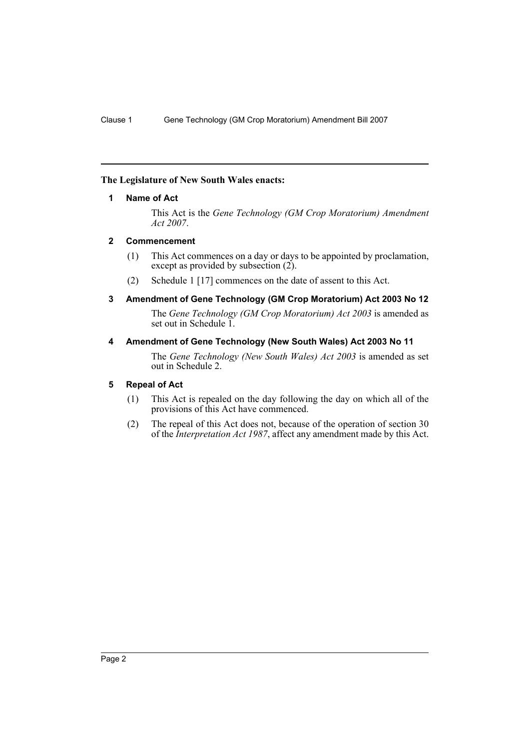**The Legislature of New South Wales enacts:**

### 1 Name of Act

This Act is the *Gene Technology (GM Crop Moratorium) Amendment Act 2007*.

### 2 Commencement

(1) This Act commences on a day or days to be appointed by proclamation, except as provided by subsection (2).

(2) Schedule 1 [17] commences on the date of assent to this Act.

### 3 Amendment of Gene Technology (GM Crop Moratorium) Act 2003 No 12

The *Gene Technology (GM Crop Moratorium) Act 2003* is amended as set out in Schedule 1.

### 4 Amendment of Gene Technology (New South Wales) Act 2003 No 11

The *Gene Technology (New South Wales) Act 2003* is amended as set out in Schedule 2.

### 5 Repeal of Act

(1) This Act is repealed on the day following the day on which all of the provisions of this Act have commenced.

(2) The repeal of this Act does not, because of the operation of section 30 of the *Interpretation Act 1987*, affect any amendment made by this Act.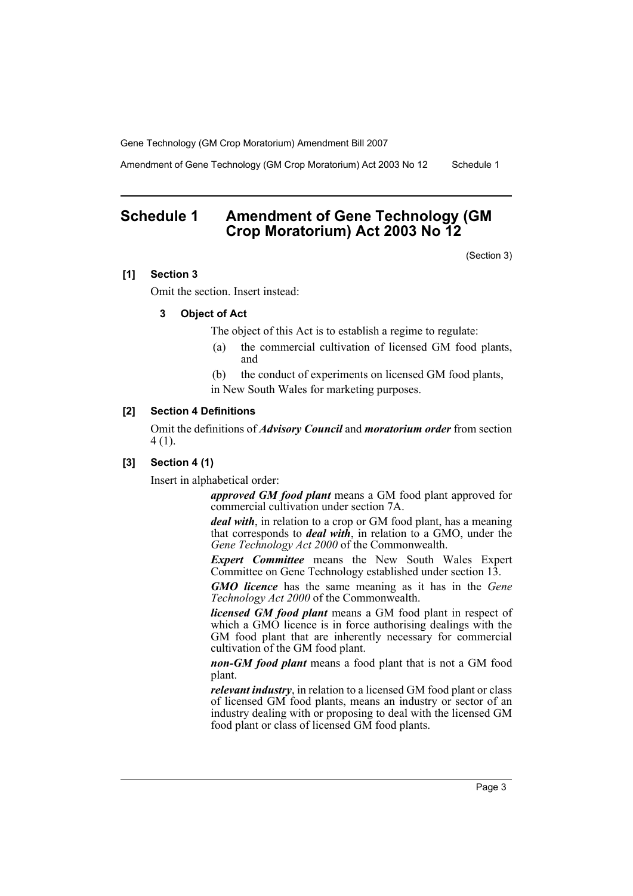## Schedule 1 Amendment of Gene Technology (GM Crop Moratorium) Act 2003 No 12

(Section 3)

**[1] Section 3**

Omit the section. Insert instead:

**3 Object of Act**

The object of this Act is to establish a regime to regulate:

(a) the commercial cultivation of licensed GM food plants, and

(b) the conduct of experiments on licensed GM food plants,

in New South Wales for marketing purposes.

**[2] Section 4 Definitions**

Omit the definitions of ***Advisory Council*** and ***moratorium order*** from section 4 (1).

**[3] Section 4 (1)**

Insert in alphabetical order:

***approved GM food plant*** means a GM food plant approved for commercial cultivation under section 7A.

***deal with***, in relation to a crop or GM food plant, has a meaning that corresponds to ***deal with***, in relation to a GMO, under the *Gene Technology Act 2000* of the Commonwealth.

***Expert Committee*** means the New South Wales Expert Committee on Gene Technology established under section 13.

***GMO licence*** has the same meaning as it has in the *Gene Technology Act 2000* of the Commonwealth.

***licensed GM food plant*** means a GM food plant in respect of which a GMO licence is in force authorising dealings with the GM food plant that are inherently necessary for commercial cultivation of the GM food plant.

***non-GM food plant*** means a food plant that is not a GM food plant.

***relevant industry***, in relation to a licensed GM food plant or class of licensed GM food plants, means an industry or sector of an industry dealing with or proposing to deal with the licensed GM food plant or class of licensed GM food plants.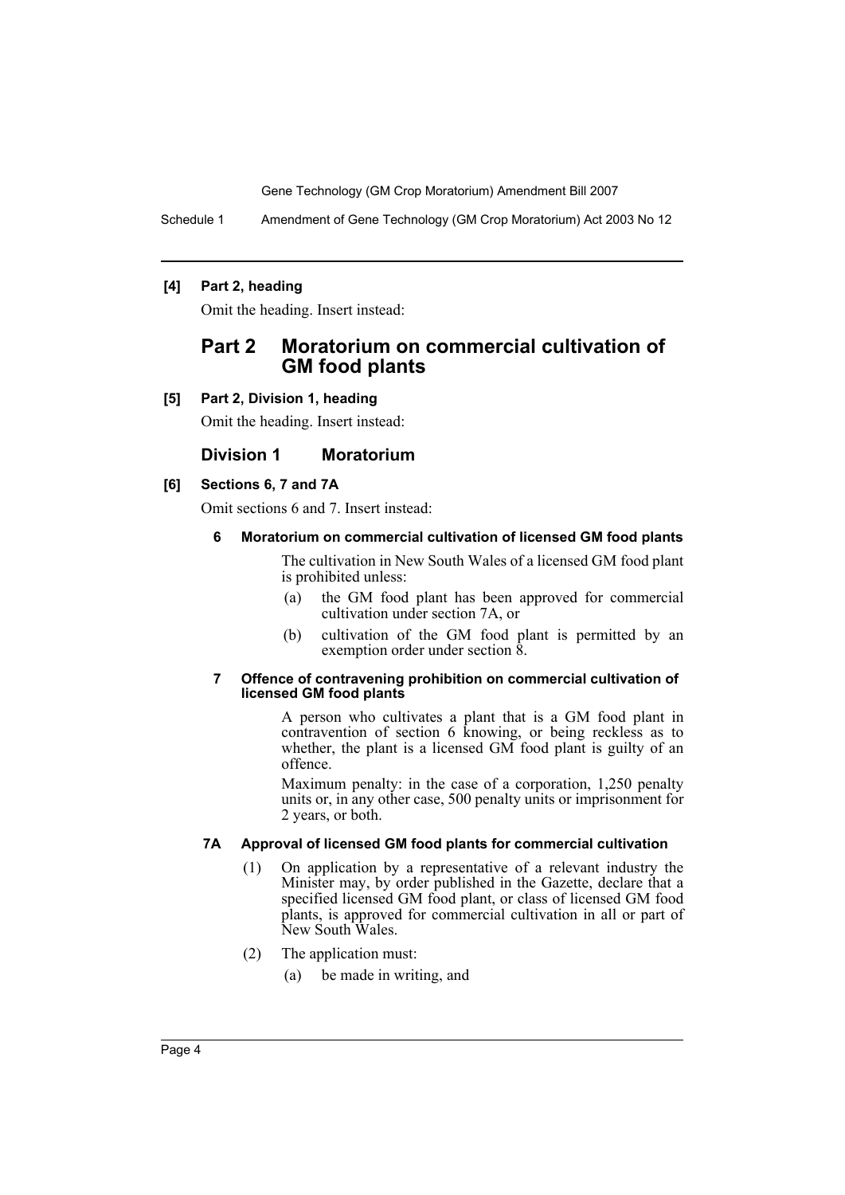**[4] Part 2, heading**

Omit the heading. Insert instead:

## Part 2 Moratorium on commercial cultivation of GM food plants

**[5] Part 2, Division 1, heading**

Omit the heading. Insert instead:

### Division 1 Moratorium

**[6] Sections 6, 7 and 7A**

Omit sections 6 and 7. Insert instead:

**6 Moratorium on commercial cultivation of licensed GM food plants**

The cultivation in New South Wales of a licensed GM food plant is prohibited unless:

(a) the GM food plant has been approved for commercial cultivation under section 7A, or

(b) cultivation of the GM food plant is permitted by an exemption order under section 8.

**7 Offence of contravening prohibition on commercial cultivation of licensed GM food plants**

A person who cultivates a plant that is a GM food plant in contravention of section 6 knowing, or being reckless as to whether, the plant is a licensed GM food plant is guilty of an offence.

Maximum penalty: in the case of a corporation, 1,250 penalty units or, in any other case, 500 penalty units or imprisonment for 2 years, or both.

**7A Approval of licensed GM food plants for commercial cultivation**

(1) On application by a representative of a relevant industry the Minister may, by order published in the Gazette, declare that a specified licensed GM food plant, or class of licensed GM food plants, is approved for commercial cultivation in all or part of New South Wales.

(2) The application must:

(a) be made in writing, and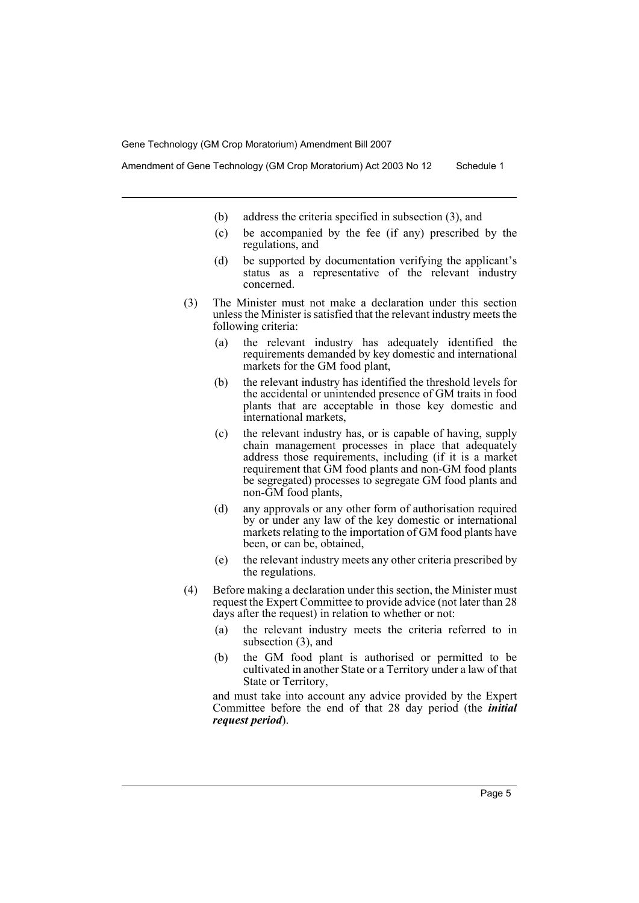(b) address the criteria specified in subsection (3), and

(c) be accompanied by the fee (if any) prescribed by the regulations, and

(d) be supported by documentation verifying the applicant's status as a representative of the relevant industry concerned.

(3) The Minister must not make a declaration under this section unless the Minister is satisfied that the relevant industry meets the following criteria:

(a) the relevant industry has adequately identified the requirements demanded by key domestic and international markets for the GM food plant,

(b) the relevant industry has identified the threshold levels for the accidental or unintended presence of GM traits in food plants that are acceptable in those key domestic and international markets,

(c) the relevant industry has, or is capable of having, supply chain management processes in place that adequately address those requirements, including (if it is a market requirement that GM food plants and non-GM food plants be segregated) processes to segregate GM food plants and non-GM food plants,

(d) any approvals or any other form of authorisation required by or under any law of the key domestic or international markets relating to the importation of GM food plants have been, or can be, obtained,

(e) the relevant industry meets any other criteria prescribed by the regulations.

(4) Before making a declaration under this section, the Minister must request the Expert Committee to provide advice (not later than 28 days after the request) in relation to whether or not:

(a) the relevant industry meets the criteria referred to in subsection (3), and

(b) the GM food plant is authorised or permitted to be cultivated in another State or a Territory under a law of that State or Territory,

and must take into account any advice provided by the Expert Committee before the end of that 28 day period (the ***initial request period***).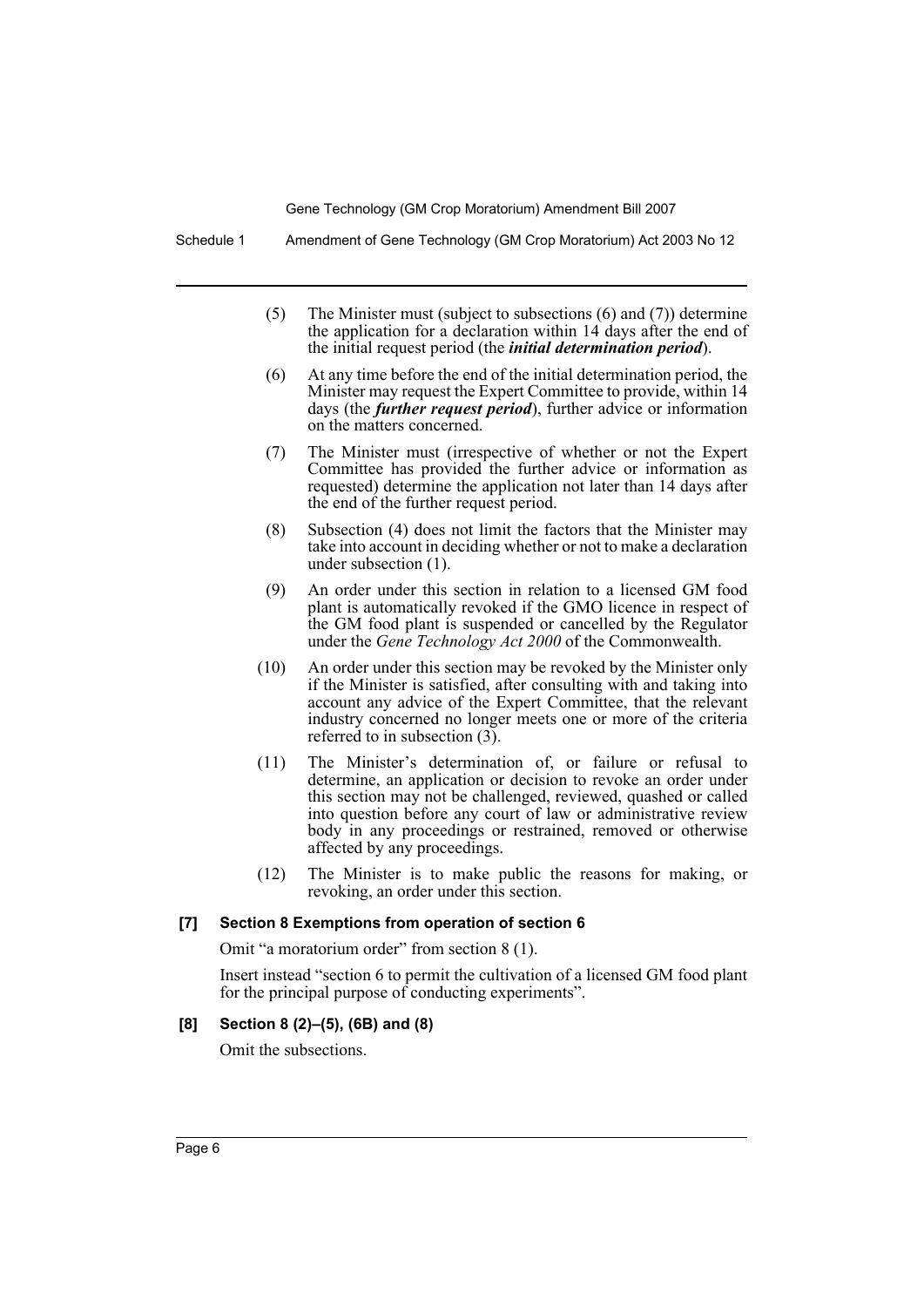(5) The Minister must (subject to subsections (6) and (7)) determine the application for a declaration within 14 days after the end of the initial request period (the ***initial determination period***).

(6) At any time before the end of the initial determination period, the Minister may request the Expert Committee to provide, within 14 days (the ***further request period***), further advice or information on the matters concerned.

(7) The Minister must (irrespective of whether or not the Expert Committee has provided the further advice or information as requested) determine the application not later than 14 days after the end of the further request period.

(8) Subsection (4) does not limit the factors that the Minister may take into account in deciding whether or not to make a declaration under subsection (1).

(9) An order under this section in relation to a licensed GM food plant is automatically revoked if the GMO licence in respect of the GM food plant is suspended or cancelled by the Regulator under the *Gene Technology Act 2000* of the Commonwealth.

(10) An order under this section may be revoked by the Minister only if the Minister is satisfied, after consulting with and taking into account any advice of the Expert Committee, that the relevant industry concerned no longer meets one or more of the criteria referred to in subsection (3).

(11) The Minister's determination of, or failure or refusal to determine, an application or decision to revoke an order under this section may not be challenged, reviewed, quashed or called into question before any court of law or administrative review body in any proceedings or restrained, removed or otherwise affected by any proceedings.

(12) The Minister is to make public the reasons for making, or revoking, an order under this section.

#### [7] Section 8 Exemptions from operation of section 6

Omit "a moratorium order" from section 8 (1).

Insert instead "section 6 to permit the cultivation of a licensed GM food plant for the principal purpose of conducting experiments".

#### [8] Section 8 (2)–(5), (6B) and (8)

Omit the subsections.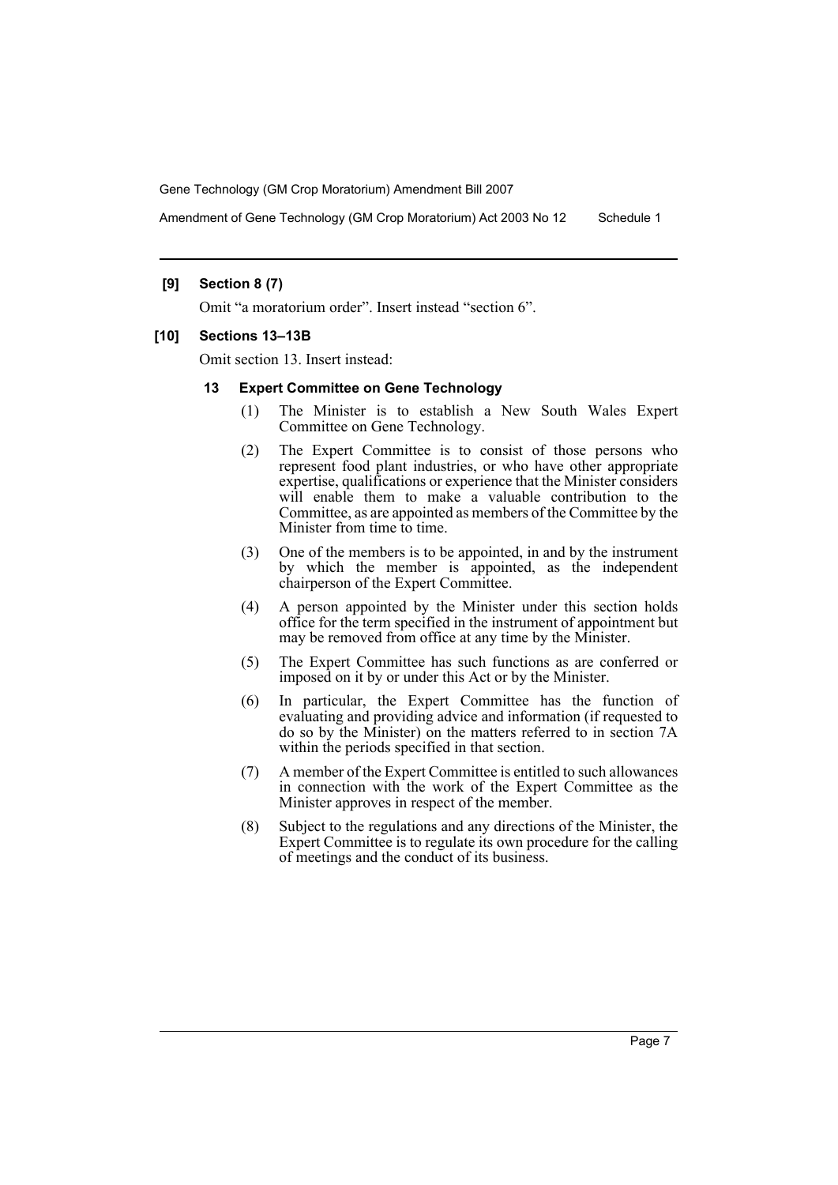**[9] Section 8 (7)**

Omit "a moratorium order". Insert instead "section 6".

**[10] Sections 13–13B**

Omit section 13. Insert instead:

**13 Expert Committee on Gene Technology**

(1) The Minister is to establish a New South Wales Expert Committee on Gene Technology.

(2) The Expert Committee is to consist of those persons who represent food plant industries, or who have other appropriate expertise, qualifications or experience that the Minister considers will enable them to make a valuable contribution to the Committee, as are appointed as members of the Committee by the Minister from time to time.

(3) One of the members is to be appointed, in and by the instrument by which the member is appointed, as the independent chairperson of the Expert Committee.

(4) A person appointed by the Minister under this section holds office for the term specified in the instrument of appointment but may be removed from office at any time by the Minister.

(5) The Expert Committee has such functions as are conferred or imposed on it by or under this Act or by the Minister.

(6) In particular, the Expert Committee has the function of evaluating and providing advice and information (if requested to do so by the Minister) on the matters referred to in section 7A within the periods specified in that section.

(7) A member of the Expert Committee is entitled to such allowances in connection with the work of the Expert Committee as the Minister approves in respect of the member.

(8) Subject to the regulations and any directions of the Minister, the Expert Committee is to regulate its own procedure for the calling of meetings and the conduct of its business.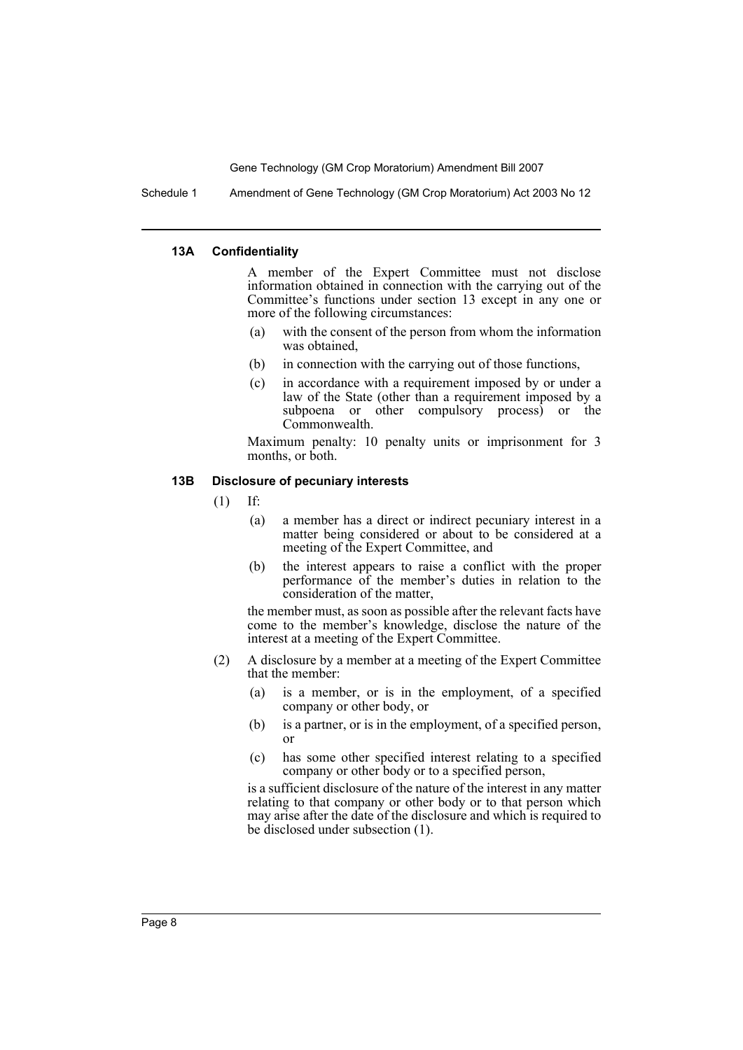#### 13A Confidentiality

A member of the Expert Committee must not disclose information obtained in connection with the carrying out of the Committee's functions under section 13 except in any one or more of the following circumstances:

(a) with the consent of the person from whom the information was obtained,

(b) in connection with the carrying out of those functions,

(c) in accordance with a requirement imposed by or under a law of the State (other than a requirement imposed by a subpoena or other compulsory process) or the Commonwealth.

Maximum penalty: 10 penalty units or imprisonment for 3 months, or both.

#### 13B Disclosure of pecuniary interests

(1) If:

(a) a member has a direct or indirect pecuniary interest in a matter being considered or about to be considered at a meeting of the Expert Committee, and

(b) the interest appears to raise a conflict with the proper performance of the member's duties in relation to the consideration of the matter,

the member must, as soon as possible after the relevant facts have come to the member's knowledge, disclose the nature of the interest at a meeting of the Expert Committee.

(2) A disclosure by a member at a meeting of the Expert Committee that the member:

(a) is a member, or is in the employment, of a specified company or other body, or

(b) is a partner, or is in the employment, of a specified person, or

(c) has some other specified interest relating to a specified company or other body or to a specified person,

is a sufficient disclosure of the nature of the interest in any matter relating to that company or other body or to that person which may arise after the date of the disclosure and which is required to be disclosed under subsection (1).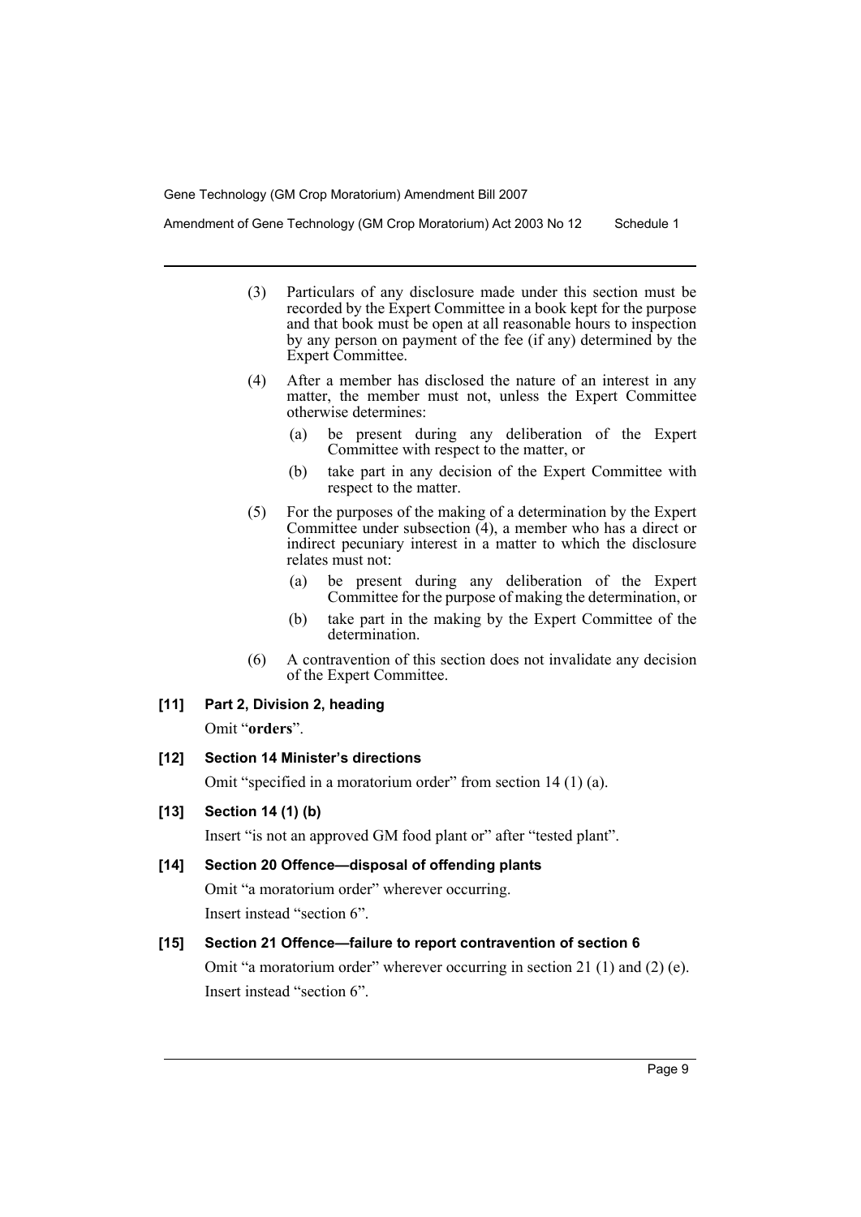(3) Particulars of any disclosure made under this section must be recorded by the Expert Committee in a book kept for the purpose and that book must be open at all reasonable hours to inspection by any person on payment of the fee (if any) determined by the Expert Committee.

(4) After a member has disclosed the nature of an interest in any matter, the member must not, unless the Expert Committee otherwise determines:

(a) be present during any deliberation of the Expert Committee with respect to the matter, or

(b) take part in any decision of the Expert Committee with respect to the matter.

(5) For the purposes of the making of a determination by the Expert Committee under subsection (4), a member who has a direct or indirect pecuniary interest in a matter to which the disclosure relates must not:

(a) be present during any deliberation of the Expert Committee for the purpose of making the determination, or

(b) take part in the making by the Expert Committee of the determination.

(6) A contravention of this section does not invalidate any decision of the Expert Committee.

**[11] Part 2, Division 2, heading**

Omit "**orders**".

**[12] Section 14 Minister's directions**

Omit "specified in a moratorium order" from section 14 (1) (a).

**[13] Section 14 (1) (b)**

Insert "is not an approved GM food plant or" after "tested plant".

**[14] Section 20 Offence—disposal of offending plants**

Omit "a moratorium order" wherever occurring.

Insert instead "section 6".

**[15] Section 21 Offence—failure to report contravention of section 6**

Omit "a moratorium order" wherever occurring in section 21 (1) and (2) (e).

Insert instead "section 6".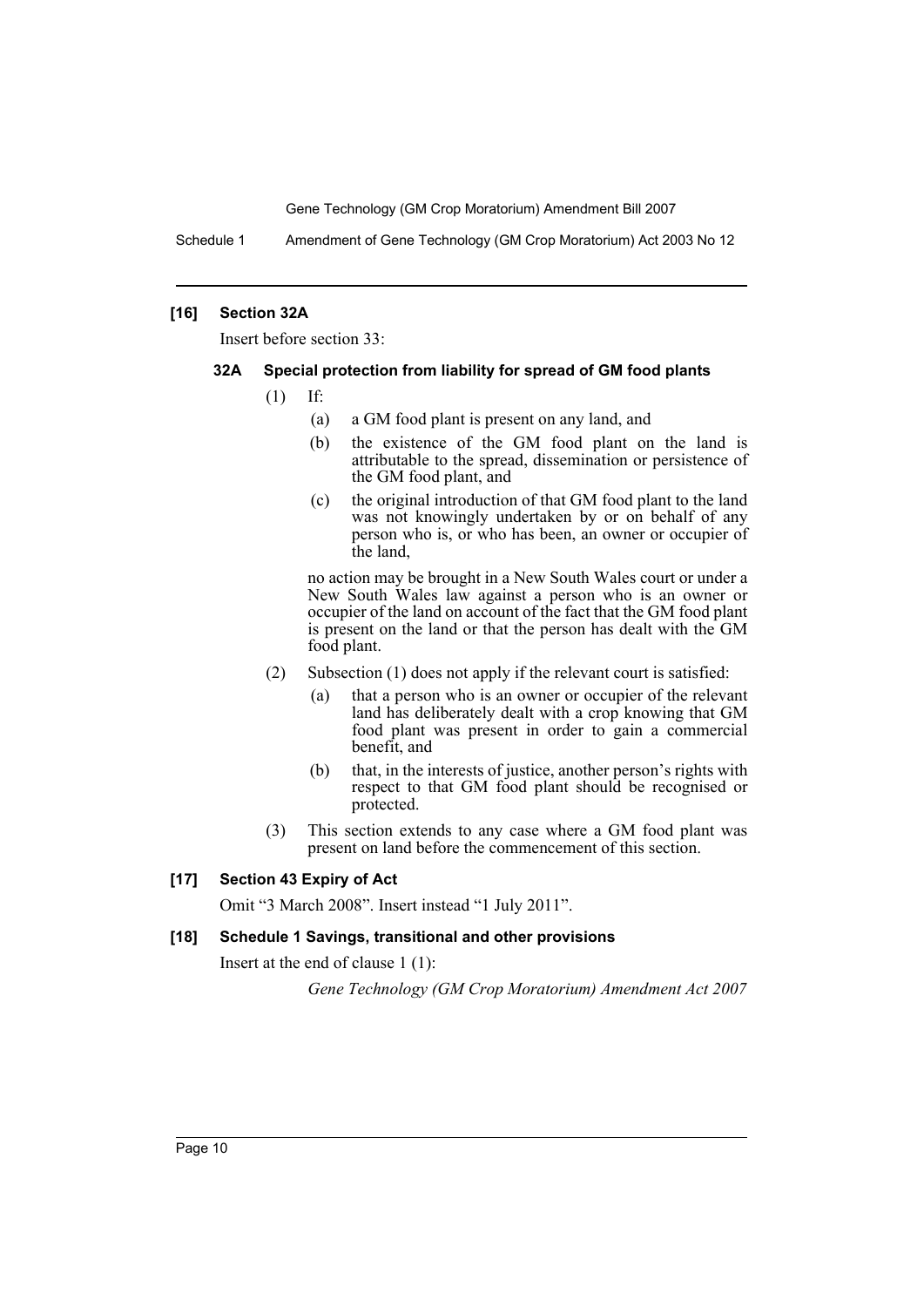### [16] Section 32A

Insert before section 33:

#### 32A Special protection from liability for spread of GM food plants

(1) If:

- (a) a GM food plant is present on any land, and
- (b) the existence of the GM food plant on the land is attributable to the spread, dissemination or persistence of the GM food plant, and
- (c) the original introduction of that GM food plant to the land was not knowingly undertaken by or on behalf of any person who is, or who has been, an owner or occupier of the land,

no action may be brought in a New South Wales court or under a New South Wales law against a person who is an owner or occupier of the land on account of the fact that the GM food plant is present on the land or that the person has dealt with the GM food plant.

(2) Subsection (1) does not apply if the relevant court is satisfied:

- (a) that a person who is an owner or occupier of the relevant land has deliberately dealt with a crop knowing that GM food plant was present in order to gain a commercial benefit, and
- (b) that, in the interests of justice, another person's rights with respect to that GM food plant should be recognised or protected.

(3) This section extends to any case where a GM food plant was present on land before the commencement of this section.

### [17] Section 43 Expiry of Act

Omit "3 March 2008". Insert instead "1 July 2011".

### [18] Schedule 1 Savings, transitional and other provisions

Insert at the end of clause 1 (1):

*Gene Technology (GM Crop Moratorium) Amendment Act 2007*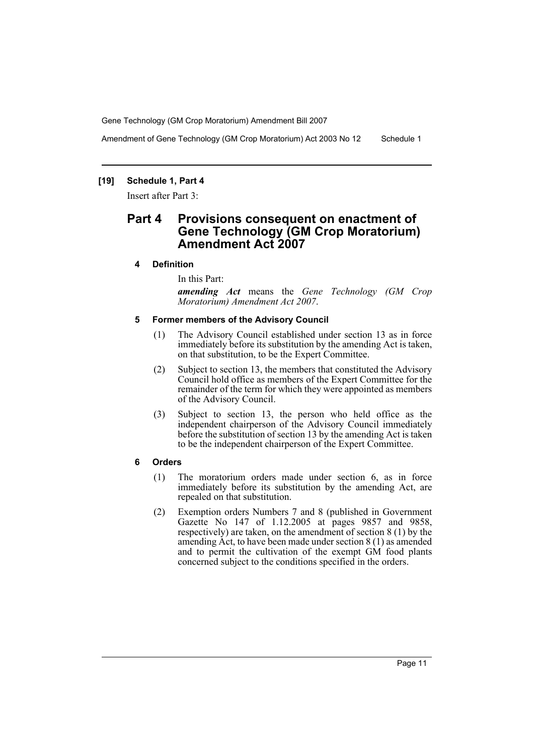**[19] Schedule 1, Part 4**

Insert after Part 3:

## Part 4 Provisions consequent on enactment of Gene Technology (GM Crop Moratorium) Amendment Act 2007

### 4 Definition

In this Part:

***amending Act*** means the *Gene Technology (GM Crop Moratorium) Amendment Act 2007*.

### 5 Former members of the Advisory Council

(1) The Advisory Council established under section 13 as in force immediately before its substitution by the amending Act is taken, on that substitution, to be the Expert Committee.

(2) Subject to section 13, the members that constituted the Advisory Council hold office as members of the Expert Committee for the remainder of the term for which they were appointed as members of the Advisory Council.

(3) Subject to section 13, the person who held office as the independent chairperson of the Advisory Council immediately before the substitution of section 13 by the amending Act is taken to be the independent chairperson of the Expert Committee.

### 6 Orders

(1) The moratorium orders made under section 6, as in force immediately before its substitution by the amending Act, are repealed on that substitution.

(2) Exemption orders Numbers 7 and 8 (published in Government Gazette No 147 of 1.12.2005 at pages 9857 and 9858, respectively) are taken, on the amendment of section 8 (1) by the amending Act, to have been made under section 8 (1) as amended and to permit the cultivation of the exempt GM food plants concerned subject to the conditions specified in the orders.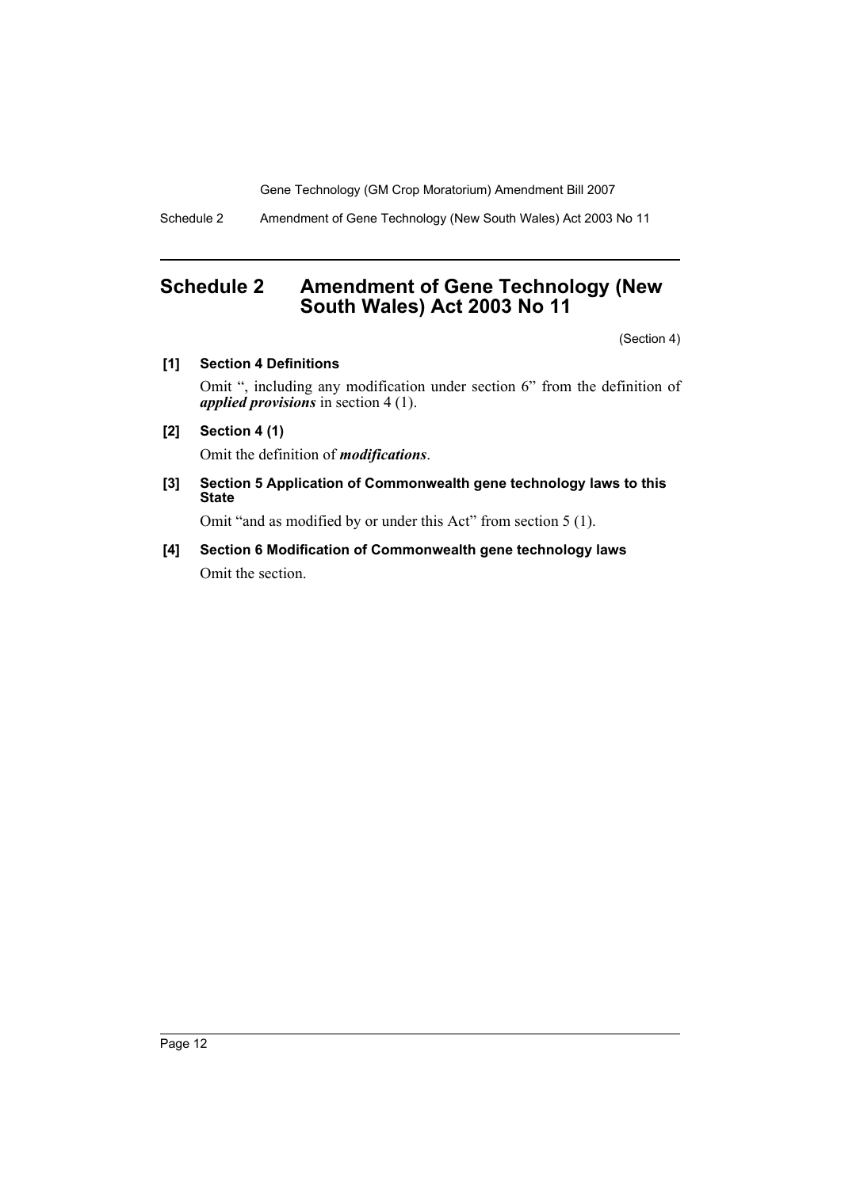## Schedule 2 Amendment of Gene Technology (New South Wales) Act 2003 No 11

(Section 4)

**[1] Section 4 Definitions**

Omit ", including any modification under section 6" from the definition of ***applied provisions*** in section 4 (1).

**[2] Section 4 (1)**

Omit the definition of ***modifications***.

**[3] Section 5 Application of Commonwealth gene technology laws to this State**

Omit "and as modified by or under this Act" from section 5 (1).

**[4] Section 6 Modification of Commonwealth gene technology laws**

Omit the section.